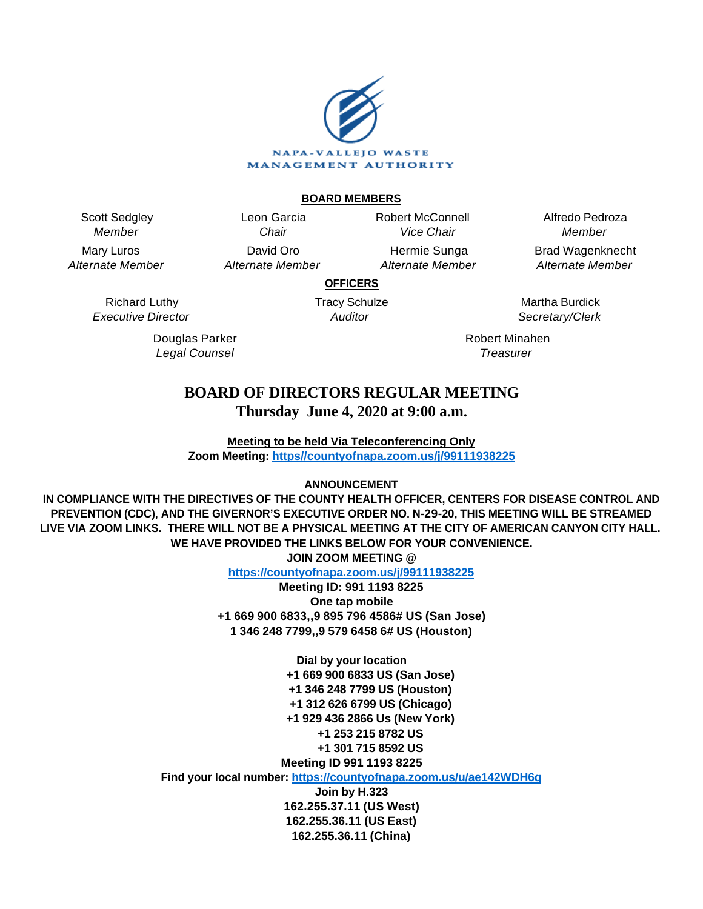NAPA-VALLEJO WASTE MANAGEMENT AUTHORITY

**BOARD MEMBERS**

| | | | |
|---|---|---|---|
| Scott Sedgley *Member* | Leon Garcia *Chair* | Robert McConnell *Vice Chair* | Alfredo Pedroza *Member* |
| Mary Luros *Alternate Member* | David Oro *Alternate Member* | Hermie Sunga *Alternate Member* | Brad Wagenknecht *Alternate Member* |

**OFFICERS**

| | | |
|---|---|---|
| Richard Luthy *Executive Director* | Tracy Schulze *Auditor* | Martha Burdick *Secretary/Clerk* |
| Douglas Parker *Legal Counsel* | | Robert Minahen *Treasurer* |

# BOARD OF DIRECTORS REGULAR MEETING

## Thursday June 4, 2020 at 9:00 a.m.

**Meeting to be held Via Teleconferencing Only**
**Zoom Meeting: https//countyofnapa.zoom.us/j/99111938225**

**ANNOUNCEMENT**

**IN COMPLIANCE WITH THE DIRECTIVES OF THE COUNTY HEALTH OFFICER, CENTERS FOR DISEASE CONTROL AND PREVENTION (CDC), AND THE GIVERNOR'S EXECUTIVE ORDER NO. N-29-20, THIS MEETING WILL BE STREAMED LIVE VIA ZOOM LINKS. THERE WILL NOT BE A PHYSICAL MEETING AT THE CITY OF AMERICAN CANYON CITY HALL. WE HAVE PROVIDED THE LINKS BELOW FOR YOUR CONVENIENCE.**

**JOIN ZOOM MEETING @**
**https://countyofnapa.zoom.us/j/99111938225**
**Meeting ID: 991 1193 8225**
**One tap mobile**
**+1 669 900 6833,,9 895 796 4586# US (San Jose)**
**1 346 248 7799,,9 579 6458 6# US (Houston)**

**Dial by your location**
**+1 669 900 6833 US (San Jose)**
**+1 346 248 7799 US (Houston)**
**+1 312 626 6799 US (Chicago)**
**+1 929 436 2866 Us (New York)**
**+1 253 215 8782 US**
**+1 301 715 8592 US**
**Meeting ID 991 1193 8225**
**Find your local number: https://countyofnapa.zoom.us/u/ae142WDH6q**
**Join by H.323**
**162.255.37.11 (US West)**
**162.255.36.11 (US East)**
**162.255.36.11 (China)**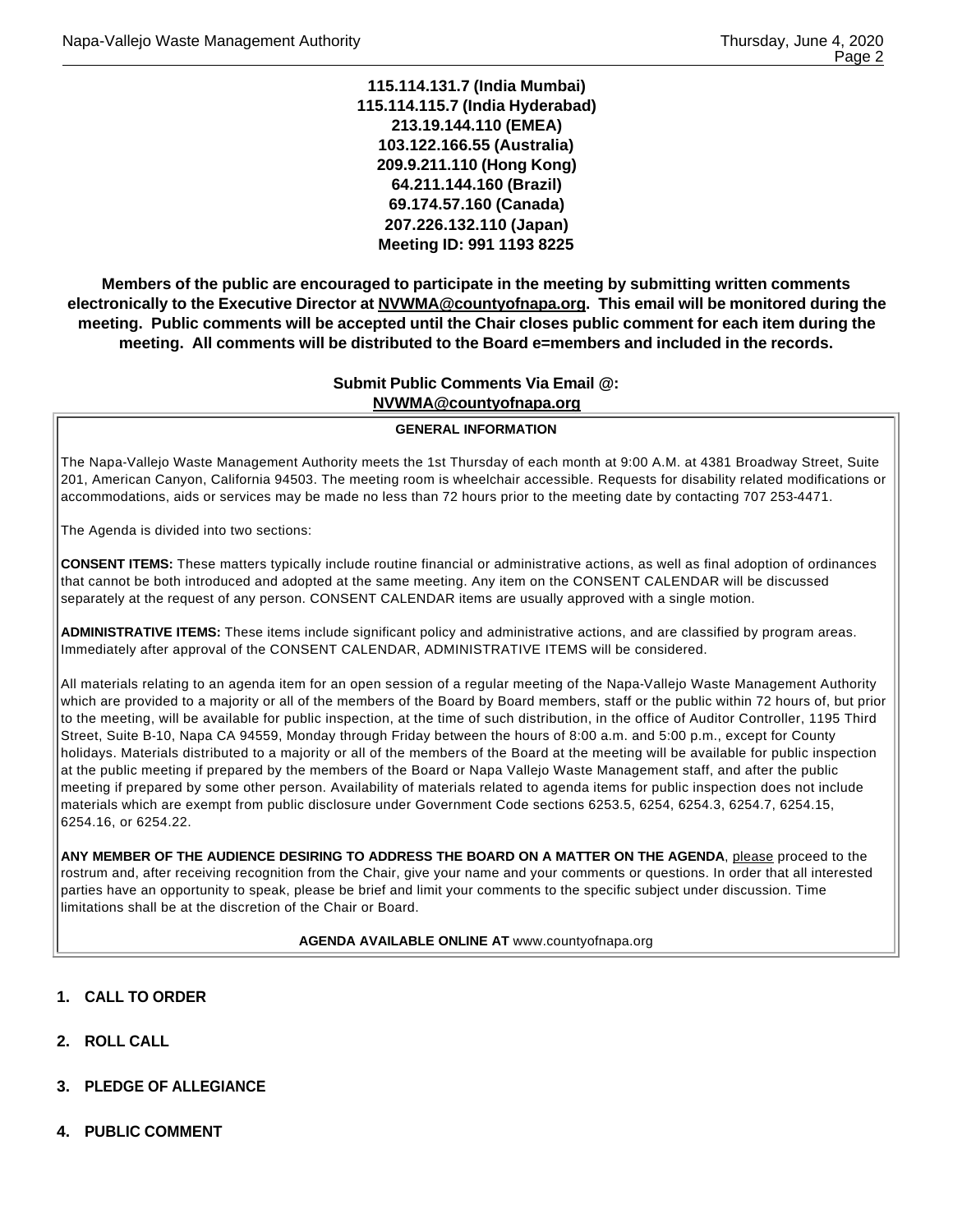**115.114.131.7 (India Mumbai)**
**115.114.115.7 (India Hyderabad)**
**213.19.144.110 (EMEA)**
**103.122.166.55 (Australia)**
**209.9.211.110 (Hong Kong)**
**64.211.144.160 (Brazil)**
**69.174.57.160 (Canada)**
**207.226.132.110 (Japan)**
**Meeting ID: 991 1193 8225**

**Members of the public are encouraged to participate in the meeting by submitting written comments electronically to the Executive Director at NVWMA@countyofnapa.org. This email will be monitored during the meeting. Public comments will be accepted until the Chair closes public comment for each item during the meeting. All comments will be distributed to the Board e=members and included in the records.**

**Submit Public Comments Via Email @:**
**NVWMA@countyofnapa.org**

**GENERAL INFORMATION**

The Napa-Vallejo Waste Management Authority meets the 1st Thursday of each month at 9:00 A.M. at 4381 Broadway Street, Suite 201, American Canyon, California 94503. The meeting room is wheelchair accessible. Requests for disability related modifications or accommodations, aids or services may be made no less than 72 hours prior to the meeting date by contacting 707 253-4471.

The Agenda is divided into two sections:

**CONSENT ITEMS:** These matters typically include routine financial or administrative actions, as well as final adoption of ordinances that cannot be both introduced and adopted at the same meeting. Any item on the CONSENT CALENDAR will be discussed separately at the request of any person. CONSENT CALENDAR items are usually approved with a single motion.

**ADMINISTRATIVE ITEMS:** These items include significant policy and administrative actions, and are classified by program areas. Immediately after approval of the CONSENT CALENDAR, ADMINISTRATIVE ITEMS will be considered.

All materials relating to an agenda item for an open session of a regular meeting of the Napa-Vallejo Waste Management Authority which are provided to a majority or all of the members of the Board by Board members, staff or the public within 72 hours of, but prior to the meeting, will be available for public inspection, at the time of such distribution, in the office of Auditor Controller, 1195 Third Street, Suite B-10, Napa CA 94559, Monday through Friday between the hours of 8:00 a.m. and 5:00 p.m., except for County holidays. Materials distributed to a majority or all of the members of the Board at the meeting will be available for public inspection at the public meeting if prepared by the members of the Board or Napa Vallejo Waste Management staff, and after the public meeting if prepared by some other person. Availability of materials related to agenda items for public inspection does not include materials which are exempt from public disclosure under Government Code sections 6253.5, 6254, 6254.3, 6254.7, 6254.15, 6254.16, or 6254.22.

**ANY MEMBER OF THE AUDIENCE DESIRING TO ADDRESS THE BOARD ON A MATTER ON THE AGENDA**, please proceed to the rostrum and, after receiving recognition from the Chair, give your name and your comments or questions. In order that all interested parties have an opportunity to speak, please be brief and limit your comments to the specific subject under discussion. Time limitations shall be at the discretion of the Chair or Board.

**AGENDA AVAILABLE ONLINE AT** www.countyofnapa.org

## 1. CALL TO ORDER

## 2. ROLL CALL

## 3. PLEDGE OF ALLEGIANCE

## 4. PUBLIC COMMENT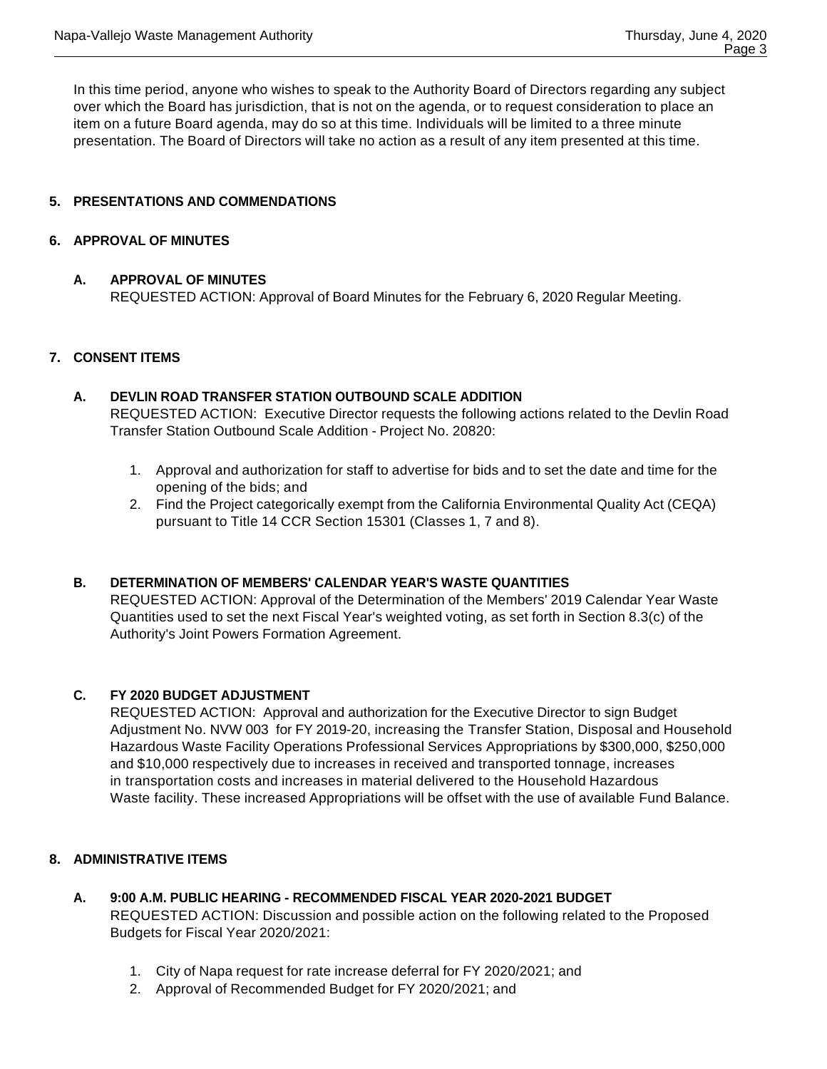In this time period, anyone who wishes to speak to the Authority Board of Directors regarding any subject over which the Board has jurisdiction, that is not on the agenda, or to request consideration to place an item on a future Board agenda, may do so at this time. Individuals will be limited to a three minute presentation. The Board of Directors will take no action as a result of any item presented at this time.

## 5. PRESENTATIONS AND COMMENDATIONS

## 6. APPROVAL OF MINUTES

### A. APPROVAL OF MINUTES

REQUESTED ACTION: Approval of Board Minutes for the February 6, 2020 Regular Meeting.

## 7. CONSENT ITEMS

### A. DEVLIN ROAD TRANSFER STATION OUTBOUND SCALE ADDITION

REQUESTED ACTION: Executive Director requests the following actions related to the Devlin Road Transfer Station Outbound Scale Addition - Project No. 20820:

1. Approval and authorization for staff to advertise for bids and to set the date and time for the opening of the bids; and
2. Find the Project categorically exempt from the California Environmental Quality Act (CEQA) pursuant to Title 14 CCR Section 15301 (Classes 1, 7 and 8).

### B. DETERMINATION OF MEMBERS' CALENDAR YEAR'S WASTE QUANTITIES

REQUESTED ACTION: Approval of the Determination of the Members' 2019 Calendar Year Waste Quantities used to set the next Fiscal Year's weighted voting, as set forth in Section 8.3(c) of the Authority's Joint Powers Formation Agreement.

### C. FY 2020 BUDGET ADJUSTMENT

REQUESTED ACTION: Approval and authorization for the Executive Director to sign Budget Adjustment No. NVW 003 for FY 2019-20, increasing the Transfer Station, Disposal and Household Hazardous Waste Facility Operations Professional Services Appropriations by $300,000, $250,000 and $10,000 respectively due to increases in received and transported tonnage, increases in transportation costs and increases in material delivered to the Household Hazardous Waste facility. These increased Appropriations will be offset with the use of available Fund Balance.

## 8. ADMINISTRATIVE ITEMS

### A. 9:00 A.M. PUBLIC HEARING - RECOMMENDED FISCAL YEAR 2020-2021 BUDGET

REQUESTED ACTION: Discussion and possible action on the following related to the Proposed Budgets for Fiscal Year 2020/2021:

1. City of Napa request for rate increase deferral for FY 2020/2021; and
2. Approval of Recommended Budget for FY 2020/2021; and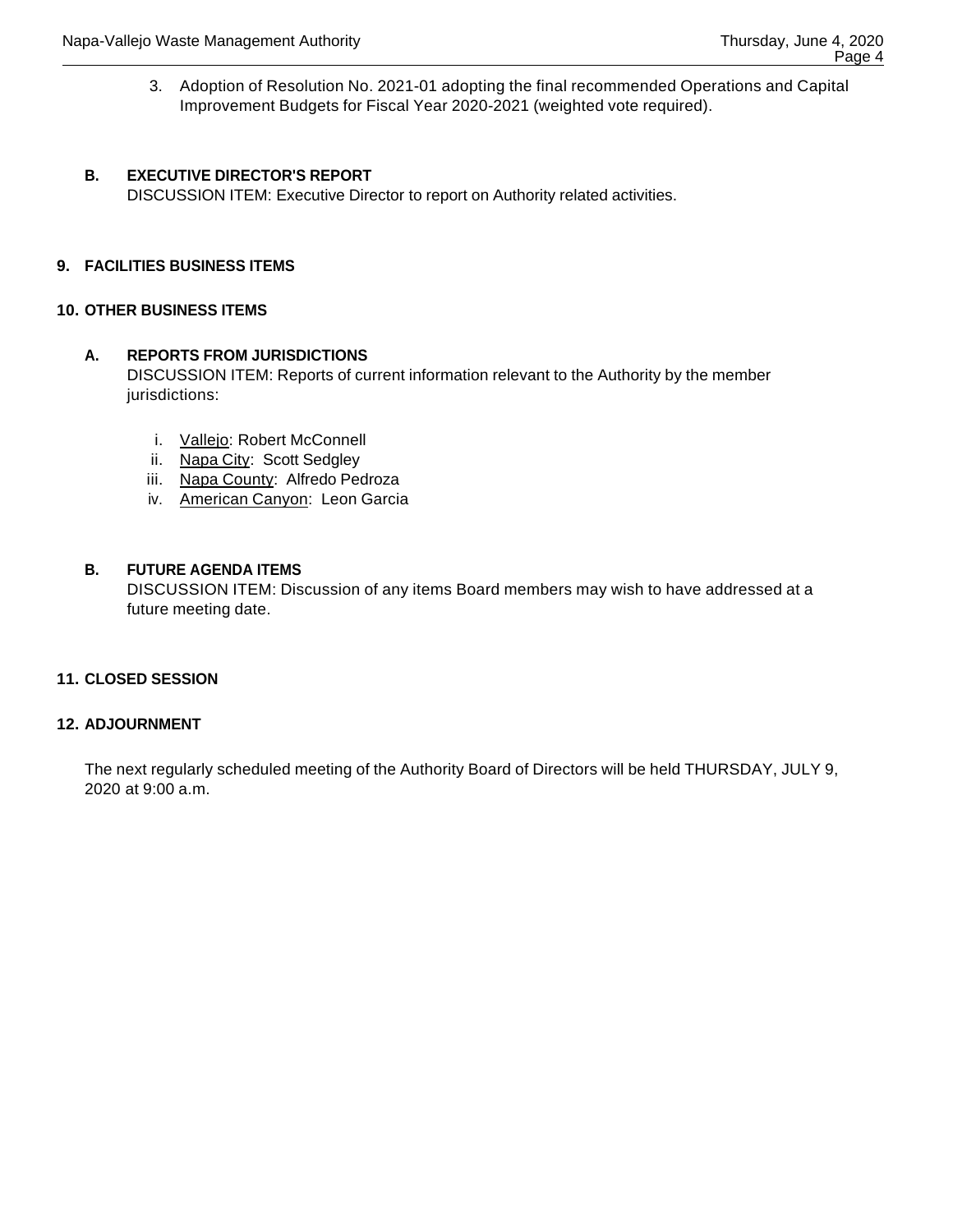3. Adoption of Resolution No. 2021-01 adopting the final recommended Operations and Capital Improvement Budgets for Fiscal Year 2020-2021 (weighted vote required).

**B. EXECUTIVE DIRECTOR'S REPORT**

DISCUSSION ITEM: Executive Director to report on Authority related activities.

## 9. FACILITIES BUSINESS ITEMS

## 10. OTHER BUSINESS ITEMS

**A. REPORTS FROM JURISDICTIONS**

DISCUSSION ITEM: Reports of current information relevant to the Authority by the member jurisdictions:

i. Vallejo: Robert McConnell
ii. Napa City: Scott Sedgley
iii. Napa County: Alfredo Pedroza
iv. American Canyon: Leon Garcia

**B. FUTURE AGENDA ITEMS**

DISCUSSION ITEM: Discussion of any items Board members may wish to have addressed at a future meeting date.

## 11. CLOSED SESSION

## 12. ADJOURNMENT

The next regularly scheduled meeting of the Authority Board of Directors will be held THURSDAY, JULY 9, 2020 at 9:00 a.m.